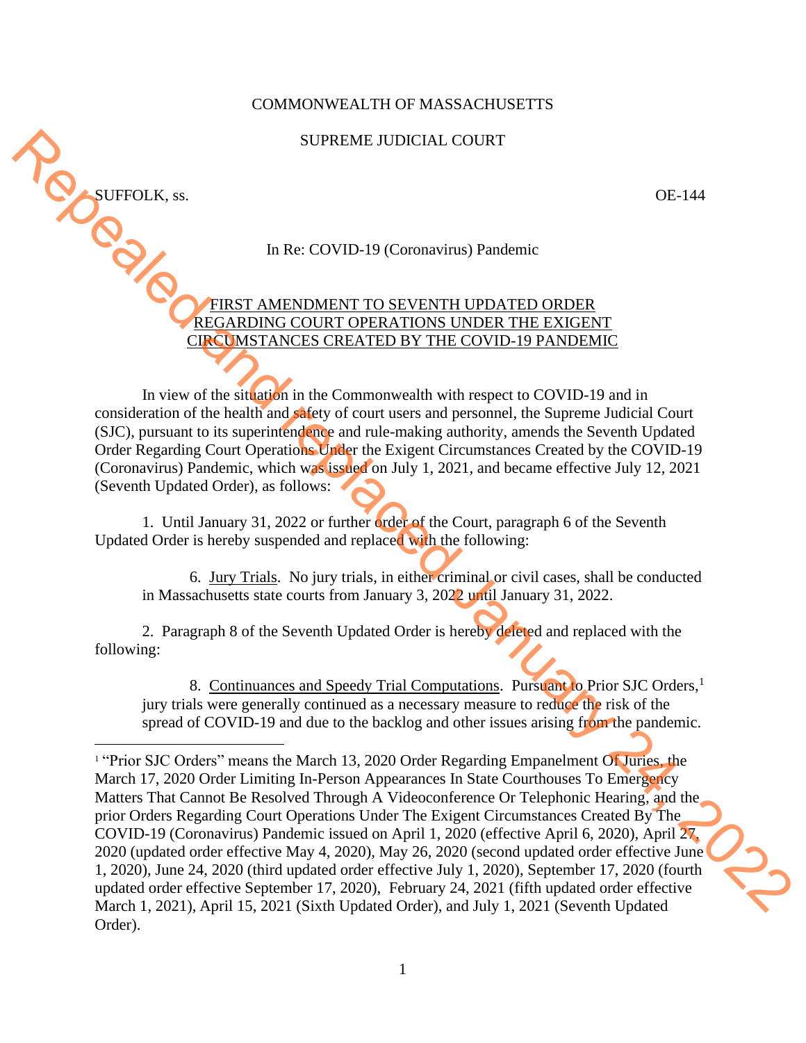COMMONWEALTH OF MASSACHUSETTS

SUPREME JUDICIAL COURT

SUFFOLK, ss. OE-144

In Re: COVID-19 (Coronavirus) Pandemic

FIRST AMENDMENT TO SEVENTH UPDATED ORDER REGARDING COURT OPERATIONS UNDER THE EXIGENT CIRCUMSTANCES CREATED BY THE COVID-19 PANDEMIC

Repealed and replaced January 24, 2022

In view of the situation in the Commonwealth with respect to COVID-19 and in consideration of the health and safety of court users and personnel, the Supreme Judicial Court (SJC), pursuant to its superintendence and rule-making authority, amends the Seventh Updated Order Regarding Court Operations Under the Exigent Circumstances Created by the COVID-19 (Coronavirus) Pandemic, which was issued on July 1, 2021, and became effective July 12, 2021 (Seventh Updated Order), as follows:

1. Until January 31, 2022 or further order of the Court, paragraph 6 of the Seventh Updated Order is hereby suspended and replaced with the following:

> 6. Jury Trials. No jury trials, in either criminal or civil cases, shall be conducted in Massachusetts state courts from January 3, 2022 until January 31, 2022.

2. Paragraph 8 of the Seventh Updated Order is hereby deleted and replaced with the following:

> 8. Continuances and Speedy Trial Computations. Pursuant to Prior SJC Orders,[1] jury trials were generally continued as a necessary measure to reduce the risk of the spread of COVID-19 and due to the backlog and other issues arising from the pandemic.

[1] "Prior SJC Orders" means the March 13, 2020 Order Regarding Empanelment Of Juries, the March 17, 2020 Order Limiting In-Person Appearances In State Courthouses To Emergency Matters That Cannot Be Resolved Through A Videoconference Or Telephonic Hearing, and the prior Orders Regarding Court Operations Under The Exigent Circumstances Created By The COVID-19 (Coronavirus) Pandemic issued on April 1, 2020 (effective April 6, 2020), April 27, 2020 (updated order effective May 4, 2020), May 26, 2020 (second updated order effective June 1, 2020), June 24, 2020 (third updated order effective July 1, 2020), September 17, 2020 (fourth updated order effective September 17, 2020), February 24, 2021 (fifth updated order effective March 1, 2021), April 15, 2021 (Sixth Updated Order), and July 1, 2021 (Seventh Updated Order).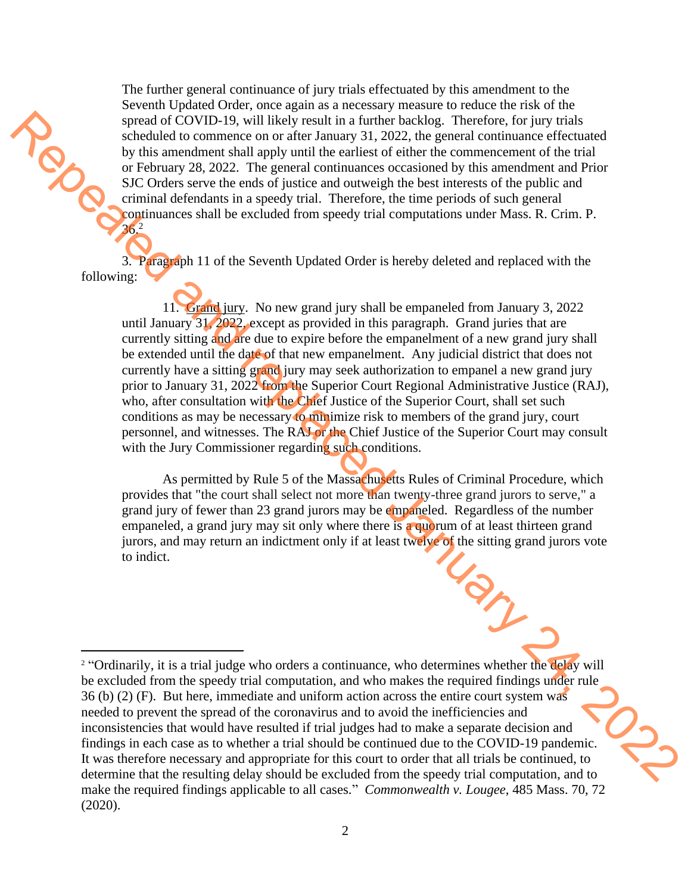The further general continuance of jury trials effectuated by this amendment to the Seventh Updated Order, once again as a necessary measure to reduce the risk of the spread of COVID-19, will likely result in a further backlog. Therefore, for jury trials scheduled to commence on or after January 31, 2022, the general continuance effectuated by this amendment shall apply until the earliest of either the commencement of the trial or February 28, 2022. The general continuances occasioned by this amendment and Prior SJC Orders serve the ends of justice and outweigh the best interests of the public and criminal defendants in a speedy trial. Therefore, the time periods of such general continuances shall be excluded from speedy trial computations under Mass. R. Crim. P. 36.[2]

3. Paragraph 11 of the Seventh Updated Order is hereby deleted and replaced with the following:

> 11. Grand jury. No new grand jury shall be empaneled from January 3, 2022 until January 31, 2022, except as provided in this paragraph. Grand juries that are currently sitting and are due to expire before the empanelment of a new grand jury shall be extended until the date of that new empanelment. Any judicial district that does not currently have a sitting grand jury may seek authorization to empanel a new grand jury prior to January 31, 2022 from the Superior Court Regional Administrative Justice (RAJ), who, after consultation with the Chief Justice of the Superior Court, shall set such conditions as may be necessary to minimize risk to members of the grand jury, court personnel, and witnesses. The RAJ or the Chief Justice of the Superior Court may consult with the Jury Commissioner regarding such conditions.
>
> As permitted by Rule 5 of the Massachusetts Rules of Criminal Procedure, which provides that "the court shall select not more than twenty-three grand jurors to serve," a grand jury of fewer than 23 grand jurors may be empaneled. Regardless of the number empaneled, a grand jury may sit only where there is a quorum of at least thirteen grand jurors, and may return an indictment only if at least twelve of the sitting grand jurors vote to indict.

---

[2] "Ordinarily, it is a trial judge who orders a continuance, who determines whether the delay will be excluded from the speedy trial computation, and who makes the required findings under rule 36 (b) (2) (F). But here, immediate and uniform action across the entire court system was needed to prevent the spread of the coronavirus and to avoid the inefficiencies and inconsistencies that would have resulted if trial judges had to make a separate decision and findings in each case as to whether a trial should be continued due to the COVID-19 pandemic. It was therefore necessary and appropriate for this court to order that all trials be continued, to determine that the resulting delay should be excluded from the speedy trial computation, and to make the required findings applicable to all cases." *Commonwealth v. Lougee*, 485 Mass. 70, 72 (2020).

Repealed and replaced January 24, 2022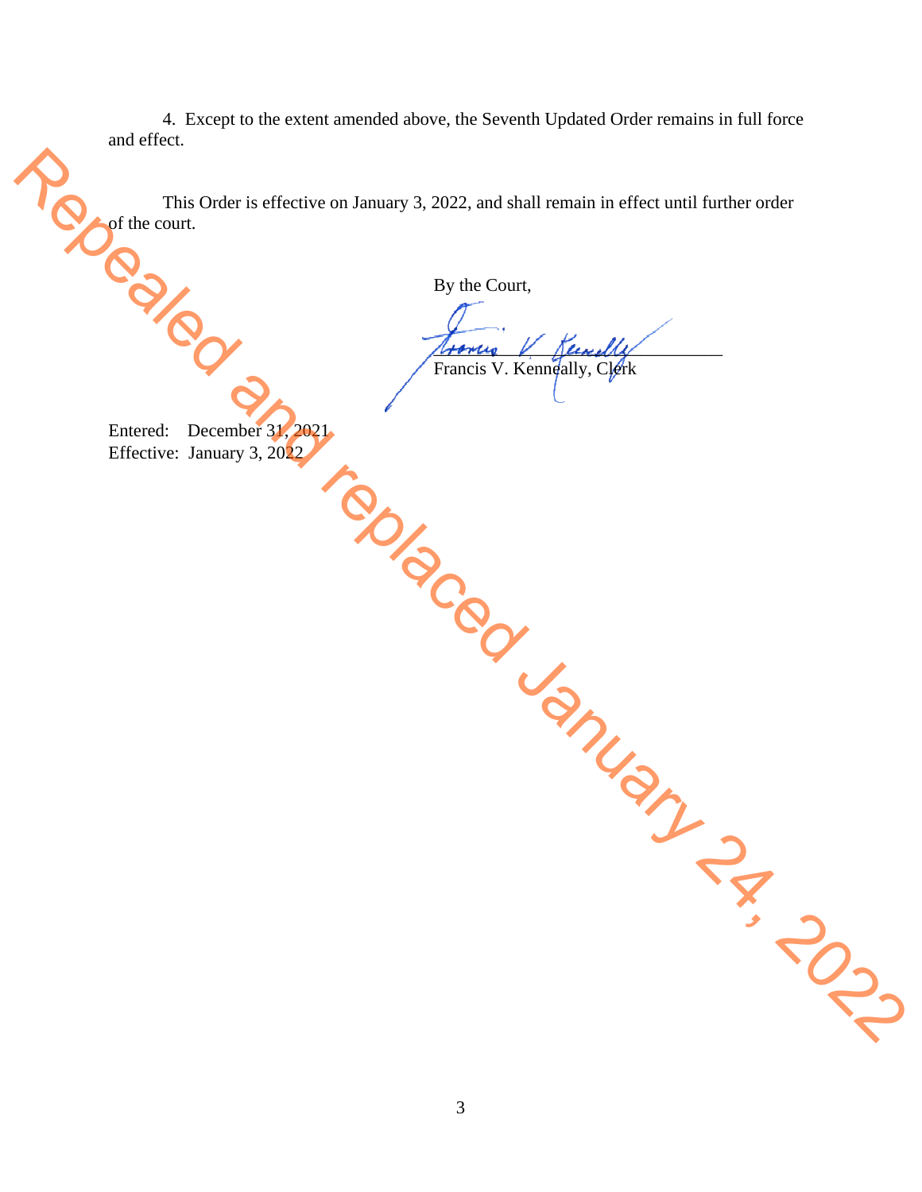4. Except to the extent amended above, the Seventh Updated Order remains in full force and effect.

This Order is effective on January 3, 2022, and shall remain in effect until further order of the court.

By the Court,

Francis V. Kenneally, Clerk

Entered: December 31, 2021
Effective: January 3, 2022

Repealed and replaced January 24, 2022